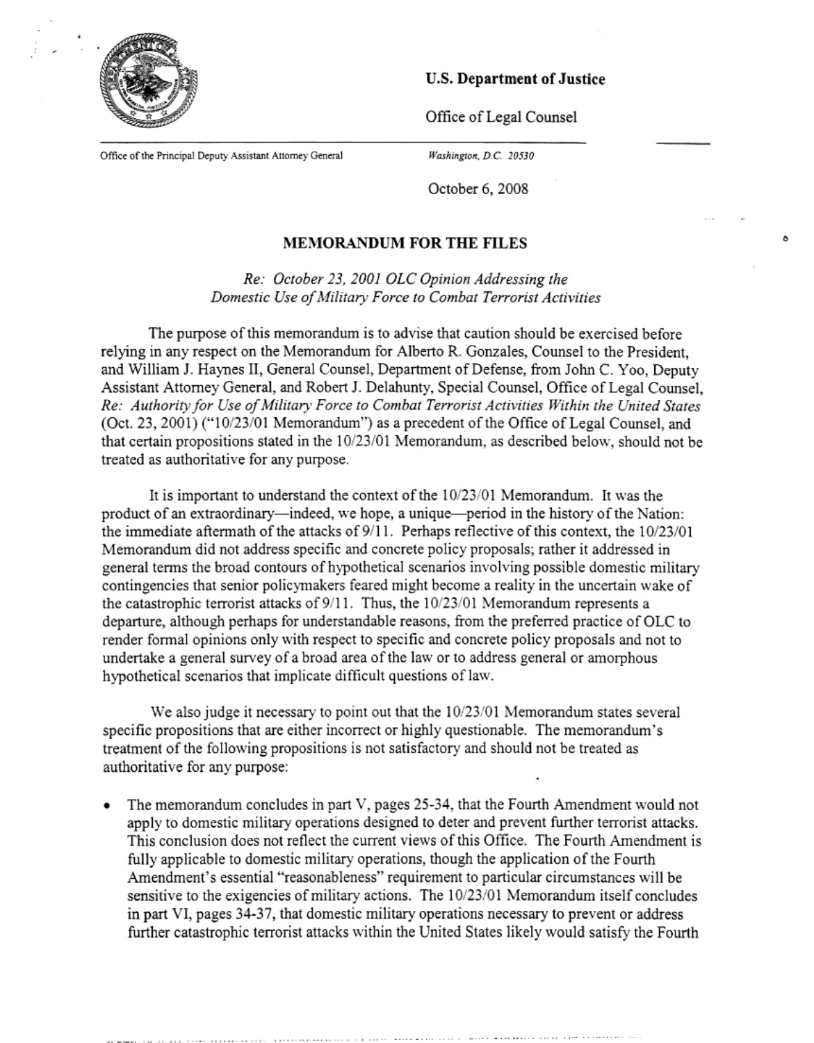**U.S. Department of Justice**

Office of Legal Counsel

Office of the Principal Deputy Assistant Attorney General

*Washington, D.C. 20530*

October 6, 2008

## MEMORANDUM FOR THE FILES

*Re: October 23, 2001 OLC Opinion Addressing the Domestic Use of Military Force to Combat Terrorist Activities*

The purpose of this memorandum is to advise that caution should be exercised before relying in any respect on the Memorandum for Alberto R. Gonzales, Counsel to the President, and William J. Haynes II, General Counsel, Department of Defense, from John C. Yoo, Deputy Assistant Attorney General, and Robert J. Delahunty, Special Counsel, Office of Legal Counsel, *Re: Authority for Use of Military Force to Combat Terrorist Activities Within the United States* (Oct. 23, 2001) ("10/23/01 Memorandum") as a precedent of the Office of Legal Counsel, and that certain propositions stated in the 10/23/01 Memorandum, as described below, should not be treated as authoritative for any purpose.

It is important to understand the context of the 10/23/01 Memorandum. It was the product of an extraordinary—indeed, we hope, a unique—period in the history of the Nation: the immediate aftermath of the attacks of 9/11. Perhaps reflective of this context, the 10/23/01 Memorandum did not address specific and concrete policy proposals; rather it addressed in general terms the broad contours of hypothetical scenarios involving possible domestic military contingencies that senior policymakers feared might become a reality in the uncertain wake of the catastrophic terrorist attacks of 9/11. Thus, the 10/23/01 Memorandum represents a departure, although perhaps for understandable reasons, from the preferred practice of OLC to render formal opinions only with respect to specific and concrete policy proposals and not to undertake a general survey of a broad area of the law or to address general or amorphous hypothetical scenarios that implicate difficult questions of law.

We also judge it necessary to point out that the 10/23/01 Memorandum states several specific propositions that are either incorrect or highly questionable. The memorandum's treatment of the following propositions is not satisfactory and should not be treated as authoritative for any purpose:

- The memorandum concludes in part V, pages 25-34, that the Fourth Amendment would not apply to domestic military operations designed to deter and prevent further terrorist attacks. This conclusion does not reflect the current views of this Office. The Fourth Amendment is fully applicable to domestic military operations, though the application of the Fourth Amendment's essential "reasonableness" requirement to particular circumstances will be sensitive to the exigencies of military actions. The 10/23/01 Memorandum itself concludes in part VI, pages 34-37, that domestic military operations necessary to prevent or address further catastrophic terrorist attacks within the United States likely would satisfy the Fourth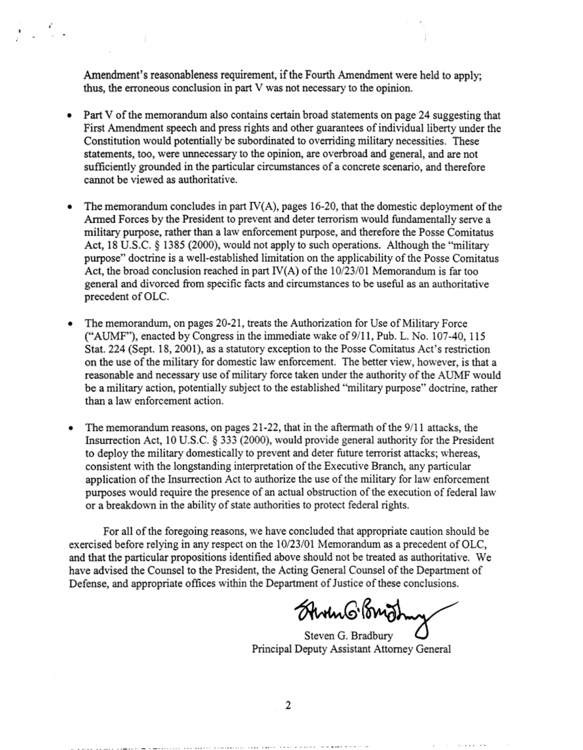Amendment's reasonableness requirement, if the Fourth Amendment were held to apply; thus, the erroneous conclusion in part V was not necessary to the opinion.

- Part V of the memorandum also contains certain broad statements on page 24 suggesting that First Amendment speech and press rights and other guarantees of individual liberty under the Constitution would potentially be subordinated to overriding military necessities. These statements, too, were unnecessary to the opinion, are overbroad and general, and are not sufficiently grounded in the particular circumstances of a concrete scenario, and therefore cannot be viewed as authoritative.

- The memorandum concludes in part IV(A), pages 16-20, that the domestic deployment of the Armed Forces by the President to prevent and deter terrorism would fundamentally serve a military purpose, rather than a law enforcement purpose, and therefore the Posse Comitatus Act, 18 U.S.C. § 1385 (2000), would not apply to such operations. Although the "military purpose" doctrine is a well-established limitation on the applicability of the Posse Comitatus Act, the broad conclusion reached in part IV(A) of the 10/23/01 Memorandum is far too general and divorced from specific facts and circumstances to be useful as an authoritative precedent of OLC.

- The memorandum, on pages 20-21, treats the Authorization for Use of Military Force ("AUMF"), enacted by Congress in the immediate wake of 9/11, Pub. L. No. 107-40, 115 Stat. 224 (Sept. 18, 2001), as a statutory exception to the Posse Comitatus Act's restriction on the use of the military for domestic law enforcement. The better view, however, is that a reasonable and necessary use of military force taken under the authority of the AUMF would be a military action, potentially subject to the established "military purpose" doctrine, rather than a law enforcement action.

- The memorandum reasons, on pages 21-22, that in the aftermath of the 9/11 attacks, the Insurrection Act, 10 U.S.C. § 333 (2000), would provide general authority for the President to deploy the military domestically to prevent and deter future terrorist attacks; whereas, consistent with the longstanding interpretation of the Executive Branch, any particular application of the Insurrection Act to authorize the use of the military for law enforcement purposes would require the presence of an actual obstruction of the execution of federal law or a breakdown in the ability of state authorities to protect federal rights.

For all of the foregoing reasons, we have concluded that appropriate caution should be exercised before relying in any respect on the 10/23/01 Memorandum as a precedent of OLC, and that the particular propositions identified above should not be treated as authoritative. We have advised the Counsel to the President, the Acting General Counsel of the Department of Defense, and appropriate offices within the Department of Justice of these conclusions.

Steven G. Bradbury
Principal Deputy Assistant Attorney General